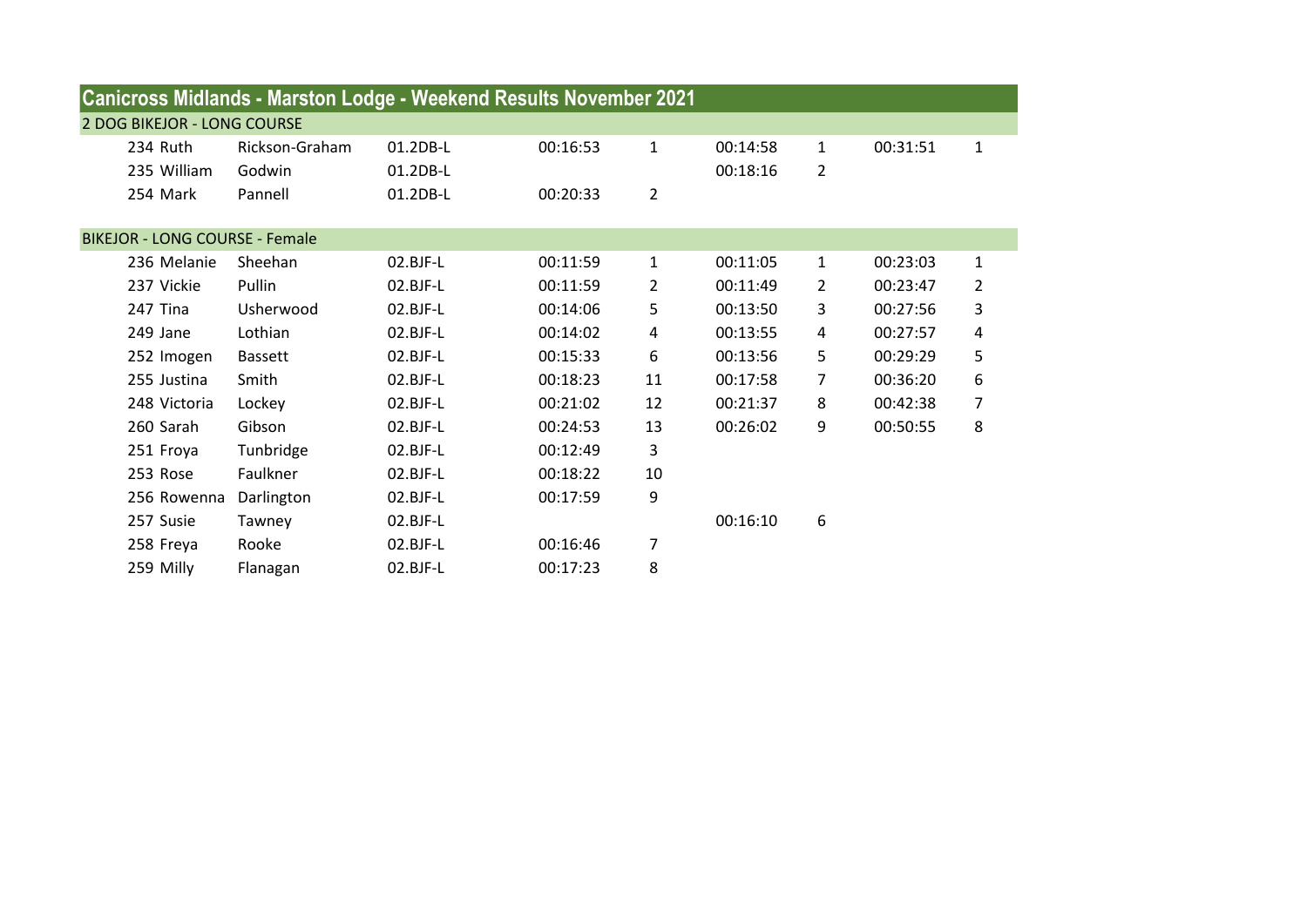# Canicross Midlands - Marston Lodge - Weekend Results November 2021

## 2 DOG BIKEJOR - LONG COURSE

| | | | | | | | | | |
|---|---|---|---|---|---|---|---|---|---|
| 234 | Ruth | Rickson-Graham | 01.2DB-L | 00:16:53 | 1 | 00:14:58 | 1 | 00:31:51 | 1 |
| 235 | William | Godwin | 01.2DB-L | | | 00:18:16 | 2 | | |
| 254 | Mark | Pannell | 01.2DB-L | 00:20:33 | 2 | | | | |

## BIKEJOR - LONG COURSE - Female

| | | | | | | | | | |
|---|---|---|---|---|---|---|---|---|---|
| 236 | Melanie | Sheehan | 02.BJF-L | 00:11:59 | 1 | 00:11:05 | 1 | 00:23:03 | 1 |
| 237 | Vickie | Pullin | 02.BJF-L | 00:11:59 | 2 | 00:11:49 | 2 | 00:23:47 | 2 |
| 247 | Tina | Usherwood | 02.BJF-L | 00:14:06 | 5 | 00:13:50 | 3 | 00:27:56 | 3 |
| 249 | Jane | Lothian | 02.BJF-L | 00:14:02 | 4 | 00:13:55 | 4 | 00:27:57 | 4 |
| 252 | Imogen | Bassett | 02.BJF-L | 00:15:33 | 6 | 00:13:56 | 5 | 00:29:29 | 5 |
| 255 | Justina | Smith | 02.BJF-L | 00:18:23 | 11 | 00:17:58 | 7 | 00:36:20 | 6 |
| 248 | Victoria | Lockey | 02.BJF-L | 00:21:02 | 12 | 00:21:37 | 8 | 00:42:38 | 7 |
| 260 | Sarah | Gibson | 02.BJF-L | 00:24:53 | 13 | 00:26:02 | 9 | 00:50:55 | 8 |
| 251 | Froya | Tunbridge | 02.BJF-L | 00:12:49 | 3 | | | | |
| 253 | Rose | Faulkner | 02.BJF-L | 00:18:22 | 10 | | | | |
| 256 | Rowenna | Darlington | 02.BJF-L | 00:17:59 | 9 | | | | |
| 257 | Susie | Tawney | 02.BJF-L | | | 00:16:10 | 6 | | |
| 258 | Freya | Rooke | 02.BJF-L | 00:16:46 | 7 | | | | |
| 259 | Milly | Flanagan | 02.BJF-L | 00:17:23 | 8 | | | | |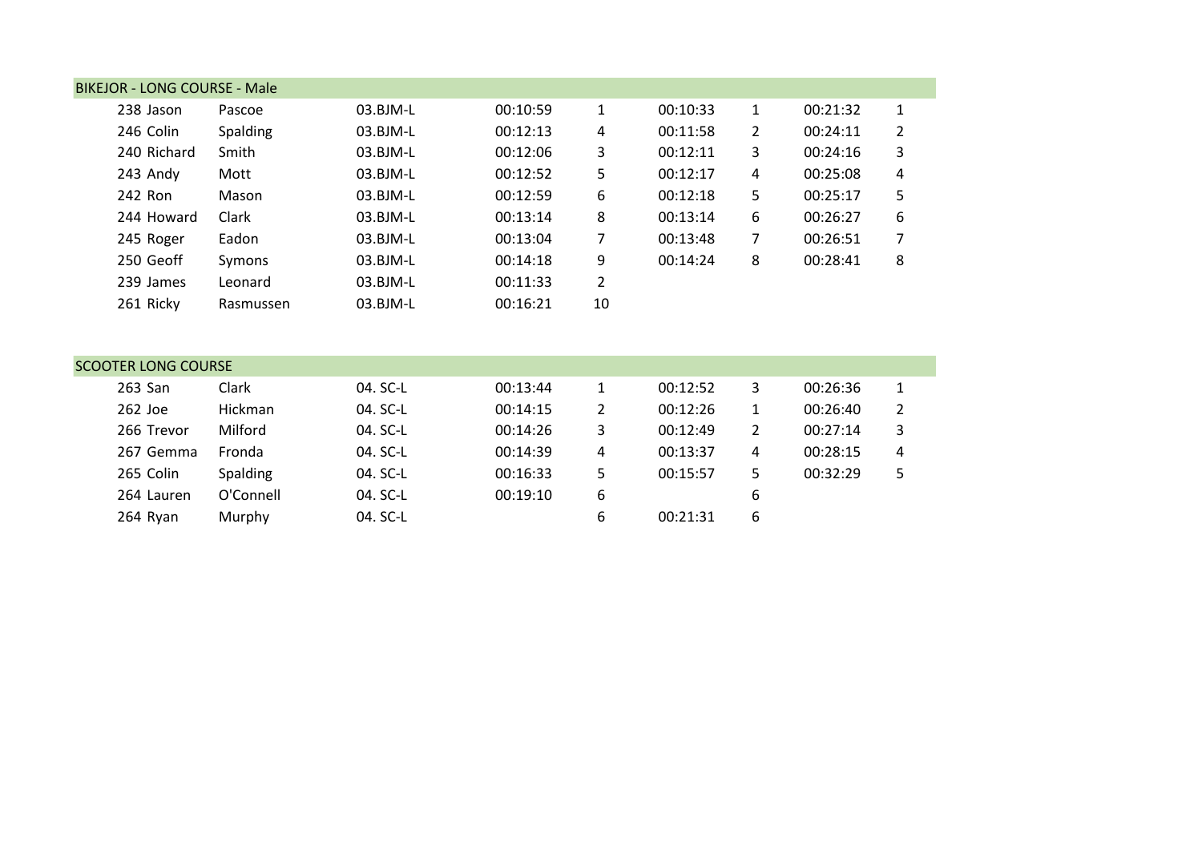## BIKEJOR - LONG COURSE - Male

| | | | | | | | | | |
|---|---|---|---|---|---|---|---|---|---|
| 238 | Jason | Pascoe | 03.BJM-L | 00:10:59 | 1 | 00:10:33 | 1 | 00:21:32 | 1 |
| 246 | Colin | Spalding | 03.BJM-L | 00:12:13 | 4 | 00:11:58 | 2 | 00:24:11 | 2 |
| 240 | Richard | Smith | 03.BJM-L | 00:12:06 | 3 | 00:12:11 | 3 | 00:24:16 | 3 |
| 243 | Andy | Mott | 03.BJM-L | 00:12:52 | 5 | 00:12:17 | 4 | 00:25:08 | 4 |
| 242 | Ron | Mason | 03.BJM-L | 00:12:59 | 6 | 00:12:18 | 5 | 00:25:17 | 5 |
| 244 | Howard | Clark | 03.BJM-L | 00:13:14 | 8 | 00:13:14 | 6 | 00:26:27 | 6 |
| 245 | Roger | Eadon | 03.BJM-L | 00:13:04 | 7 | 00:13:48 | 7 | 00:26:51 | 7 |
| 250 | Geoff | Symons | 03.BJM-L | 00:14:18 | 9 | 00:14:24 | 8 | 00:28:41 | 8 |
| 239 | James | Leonard | 03.BJM-L | 00:11:33 | 2 | | | | |
| 261 | Ricky | Rasmussen | 03.BJM-L | 00:16:21 | 10 | | | | |

## SCOOTER LONG COURSE

| | | | | | | | | | |
|---|---|---|---|---|---|---|---|---|---|
| 263 | San | Clark | 04. SC-L | 00:13:44 | 1 | 00:12:52 | 3 | 00:26:36 | 1 |
| 262 | Joe | Hickman | 04. SC-L | 00:14:15 | 2 | 00:12:26 | 1 | 00:26:40 | 2 |
| 266 | Trevor | Milford | 04. SC-L | 00:14:26 | 3 | 00:12:49 | 2 | 00:27:14 | 3 |
| 267 | Gemma | Fronda | 04. SC-L | 00:14:39 | 4 | 00:13:37 | 4 | 00:28:15 | 4 |
| 265 | Colin | Spalding | 04. SC-L | 00:16:33 | 5 | 00:15:57 | 5 | 00:32:29 | 5 |
| 264 | Lauren | O'Connell | 04. SC-L | 00:19:10 | 6 | | 6 | | |
| 264 | Ryan | Murphy | 04. SC-L | | 6 | 00:21:31 | 6 | | |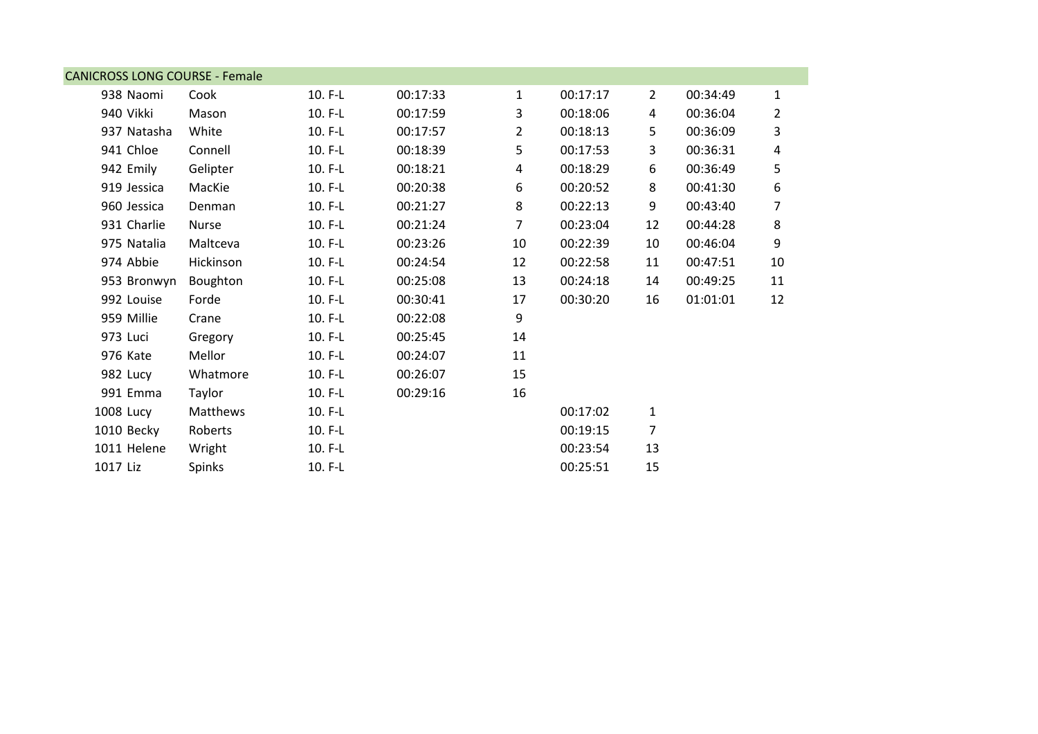| CANICROSS LONG COURSE - Female | | | | | | | | | |
|---|---|---|---|---|---|---|---|---|---|
| 938 | Naomi | Cook | 10. F-L | 00:17:33 | 1 | 00:17:17 | 2 | 00:34:49 | 1 |
| 940 | Vikki | Mason | 10. F-L | 00:17:59 | 3 | 00:18:06 | 4 | 00:36:04 | 2 |
| 937 | Natasha | White | 10. F-L | 00:17:57 | 2 | 00:18:13 | 5 | 00:36:09 | 3 |
| 941 | Chloe | Connell | 10. F-L | 00:18:39 | 5 | 00:17:53 | 3 | 00:36:31 | 4 |
| 942 | Emily | Gelipter | 10. F-L | 00:18:21 | 4 | 00:18:29 | 6 | 00:36:49 | 5 |
| 919 | Jessica | MacKie | 10. F-L | 00:20:38 | 6 | 00:20:52 | 8 | 00:41:30 | 6 |
| 960 | Jessica | Denman | 10. F-L | 00:21:27 | 8 | 00:22:13 | 9 | 00:43:40 | 7 |
| 931 | Charlie | Nurse | 10. F-L | 00:21:24 | 7 | 00:23:04 | 12 | 00:44:28 | 8 |
| 975 | Natalia | Maltceva | 10. F-L | 00:23:26 | 10 | 00:22:39 | 10 | 00:46:04 | 9 |
| 974 | Abbie | Hickinson | 10. F-L | 00:24:54 | 12 | 00:22:58 | 11 | 00:47:51 | 10 |
| 953 | Bronwyn | Boughton | 10. F-L | 00:25:08 | 13 | 00:24:18 | 14 | 00:49:25 | 11 |
| 992 | Louise | Forde | 10. F-L | 00:30:41 | 17 | 00:30:20 | 16 | 01:01:01 | 12 |
| 959 | Millie | Crane | 10. F-L | 00:22:08 | 9 | | | | |
| 973 | Luci | Gregory | 10. F-L | 00:25:45 | 14 | | | | |
| 976 | Kate | Mellor | 10. F-L | 00:24:07 | 11 | | | | |
| 982 | Lucy | Whatmore | 10. F-L | 00:26:07 | 15 | | | | |
| 991 | Emma | Taylor | 10. F-L | 00:29:16 | 16 | | | | |
| 1008 | Lucy | Matthews | 10. F-L | | | 00:17:02 | 1 | | |
| 1010 | Becky | Roberts | 10. F-L | | | 00:19:15 | 7 | | |
| 1011 | Helene | Wright | 10. F-L | | | 00:23:54 | 13 | | |
| 1017 | Liz | Spinks | 10. F-L | | | 00:25:51 | 15 | | |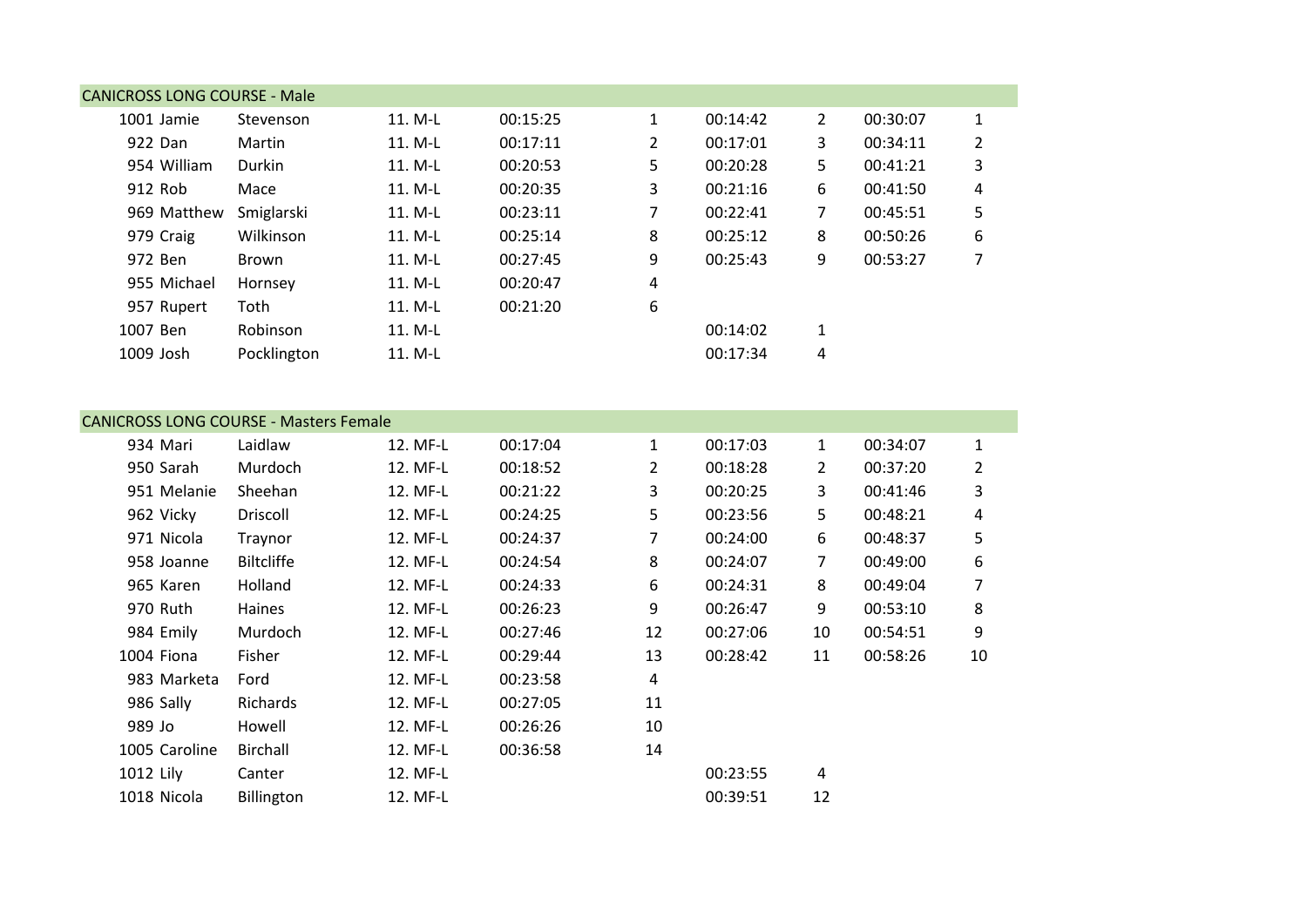## CANICROSS LONG COURSE - Male

| | | | | | | | | | |
|---|---|---|---|---|---|---|---|---|---|
| 1001 | Jamie | Stevenson | 11. M-L | 00:15:25 | 1 | 00:14:42 | 2 | 00:30:07 | 1 |
| 922 | Dan | Martin | 11. M-L | 00:17:11 | 2 | 00:17:01 | 3 | 00:34:11 | 2 |
| 954 | William | Durkin | 11. M-L | 00:20:53 | 5 | 00:20:28 | 5 | 00:41:21 | 3 |
| 912 | Rob | Mace | 11. M-L | 00:20:35 | 3 | 00:21:16 | 6 | 00:41:50 | 4 |
| 969 | Matthew | Smiglarski | 11. M-L | 00:23:11 | 7 | 00:22:41 | 7 | 00:45:51 | 5 |
| 979 | Craig | Wilkinson | 11. M-L | 00:25:14 | 8 | 00:25:12 | 8 | 00:50:26 | 6 |
| 972 | Ben | Brown | 11. M-L | 00:27:45 | 9 | 00:25:43 | 9 | 00:53:27 | 7 |
| 955 | Michael | Hornsey | 11. M-L | 00:20:47 | 4 | | | | |
| 957 | Rupert | Toth | 11. M-L | 00:21:20 | 6 | | | | |
| 1007 | Ben | Robinson | 11. M-L | | | 00:14:02 | 1 | | |
| 1009 | Josh | Pocklington | 11. M-L | | | 00:17:34 | 4 | | |

## CANICROSS LONG COURSE - Masters Female

| | | | | | | | | | |
|---|---|---|---|---|---|---|---|---|---|
| 934 | Mari | Laidlaw | 12. MF-L | 00:17:04 | 1 | 00:17:03 | 1 | 00:34:07 | 1 |
| 950 | Sarah | Murdoch | 12. MF-L | 00:18:52 | 2 | 00:18:28 | 2 | 00:37:20 | 2 |
| 951 | Melanie | Sheehan | 12. MF-L | 00:21:22 | 3 | 00:20:25 | 3 | 00:41:46 | 3 |
| 962 | Vicky | Driscoll | 12. MF-L | 00:24:25 | 5 | 00:23:56 | 5 | 00:48:21 | 4 |
| 971 | Nicola | Traynor | 12. MF-L | 00:24:37 | 7 | 00:24:00 | 6 | 00:48:37 | 5 |
| 958 | Joanne | Biltcliffe | 12. MF-L | 00:24:54 | 8 | 00:24:07 | 7 | 00:49:00 | 6 |
| 965 | Karen | Holland | 12. MF-L | 00:24:33 | 6 | 00:24:31 | 8 | 00:49:04 | 7 |
| 970 | Ruth | Haines | 12. MF-L | 00:26:23 | 9 | 00:26:47 | 9 | 00:53:10 | 8 |
| 984 | Emily | Murdoch | 12. MF-L | 00:27:46 | 12 | 00:27:06 | 10 | 00:54:51 | 9 |
| 1004 | Fiona | Fisher | 12. MF-L | 00:29:44 | 13 | 00:28:42 | 11 | 00:58:26 | 10 |
| 983 | Marketa | Ford | 12. MF-L | 00:23:58 | 4 | | | | |
| 986 | Sally | Richards | 12. MF-L | 00:27:05 | 11 | | | | |
| 989 | Jo | Howell | 12. MF-L | 00:26:26 | 10 | | | | |
| 1005 | Caroline | Birchall | 12. MF-L | 00:36:58 | 14 | | | | |
| 1012 | Lily | Canter | 12. MF-L | | | 00:23:55 | 4 | | |
| 1018 | Nicola | Billington | 12. MF-L | | | 00:39:51 | 12 | | |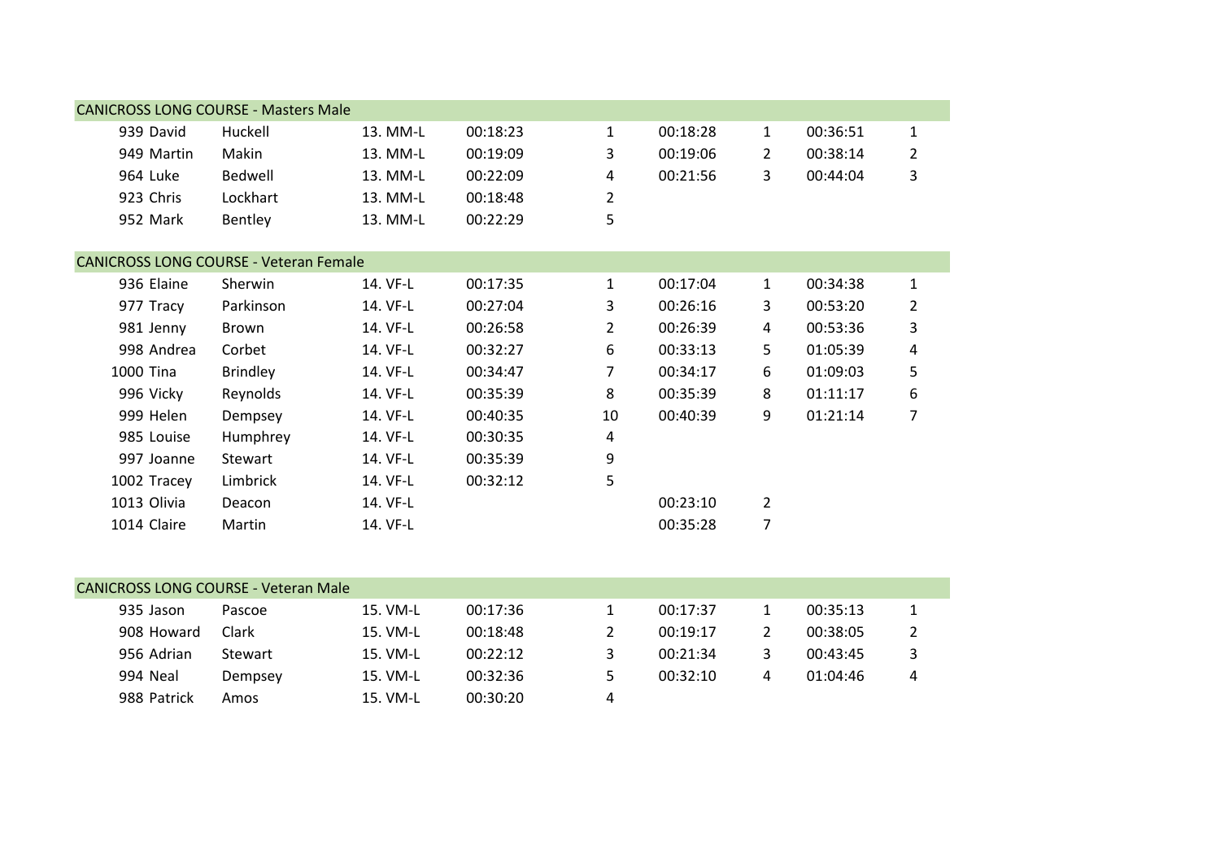| | | | | | | | | |
|---|---|---|---|---|---|---|---|---|
| **CANICROSS LONG COURSE - Masters Male** | | | | | | | | |
| 939 | David | Huckell | 13. MM-L | 00:18:23 | 1 | 00:18:28 | 1 | 00:36:51 | 1 |
| 949 | Martin | Makin | 13. MM-L | 00:19:09 | 3 | 00:19:06 | 2 | 00:38:14 | 2 |
| 964 | Luke | Bedwell | 13. MM-L | 00:22:09 | 4 | 00:21:56 | 3 | 00:44:04 | 3 |
| 923 | Chris | Lockhart | 13. MM-L | 00:18:48 | 2 | | | | |
| 952 | Mark | Bentley | 13. MM-L | 00:22:29 | 5 | | | | |

| | | | | | | | | | |
|---|---|---|---|---|---|---|---|---|---|
| **CANICROSS LONG COURSE - Veteran Female** | | | | | | | | | |
| 936 | Elaine | Sherwin | 14. VF-L | 00:17:35 | 1 | 00:17:04 | 1 | 00:34:38 | 1 |
| 977 | Tracy | Parkinson | 14. VF-L | 00:27:04 | 3 | 00:26:16 | 3 | 00:53:20 | 2 |
| 981 | Jenny | Brown | 14. VF-L | 00:26:58 | 2 | 00:26:39 | 4 | 00:53:36 | 3 |
| 998 | Andrea | Corbet | 14. VF-L | 00:32:27 | 6 | 00:33:13 | 5 | 01:05:39 | 4 |
| 1000 | Tina | Brindley | 14. VF-L | 00:34:47 | 7 | 00:34:17 | 6 | 01:09:03 | 5 |
| 996 | Vicky | Reynolds | 14. VF-L | 00:35:39 | 8 | 00:35:39 | 8 | 01:11:17 | 6 |
| 999 | Helen | Dempsey | 14. VF-L | 00:40:35 | 10 | 00:40:39 | 9 | 01:21:14 | 7 |
| 985 | Louise | Humphrey | 14. VF-L | 00:30:35 | 4 | | | | |
| 997 | Joanne | Stewart | 14. VF-L | 00:35:39 | 9 | | | | |
| 1002 | Tracey | Limbrick | 14. VF-L | 00:32:12 | 5 | | | | |
| 1013 | Olivia | Deacon | 14. VF-L | | | 00:23:10 | 2 | | |
| 1014 | Claire | Martin | 14. VF-L | | | 00:35:28 | 7 | | |

| | | | | | | | | | |
|---|---|---|---|---|---|---|---|---|---|
| **CANICROSS LONG COURSE - Veteran Male** | | | | | | | | | |
| 935 | Jason | Pascoe | 15. VM-L | 00:17:36 | 1 | 00:17:37 | 1 | 00:35:13 | 1 |
| 908 | Howard | Clark | 15. VM-L | 00:18:48 | 2 | 00:19:17 | 2 | 00:38:05 | 2 |
| 956 | Adrian | Stewart | 15. VM-L | 00:22:12 | 3 | 00:21:34 | 3 | 00:43:45 | 3 |
| 994 | Neal | Dempsey | 15. VM-L | 00:32:36 | 5 | 00:32:10 | 4 | 01:04:46 | 4 |
| 988 | Patrick | Amos | 15. VM-L | 00:30:20 | 4 | | | | |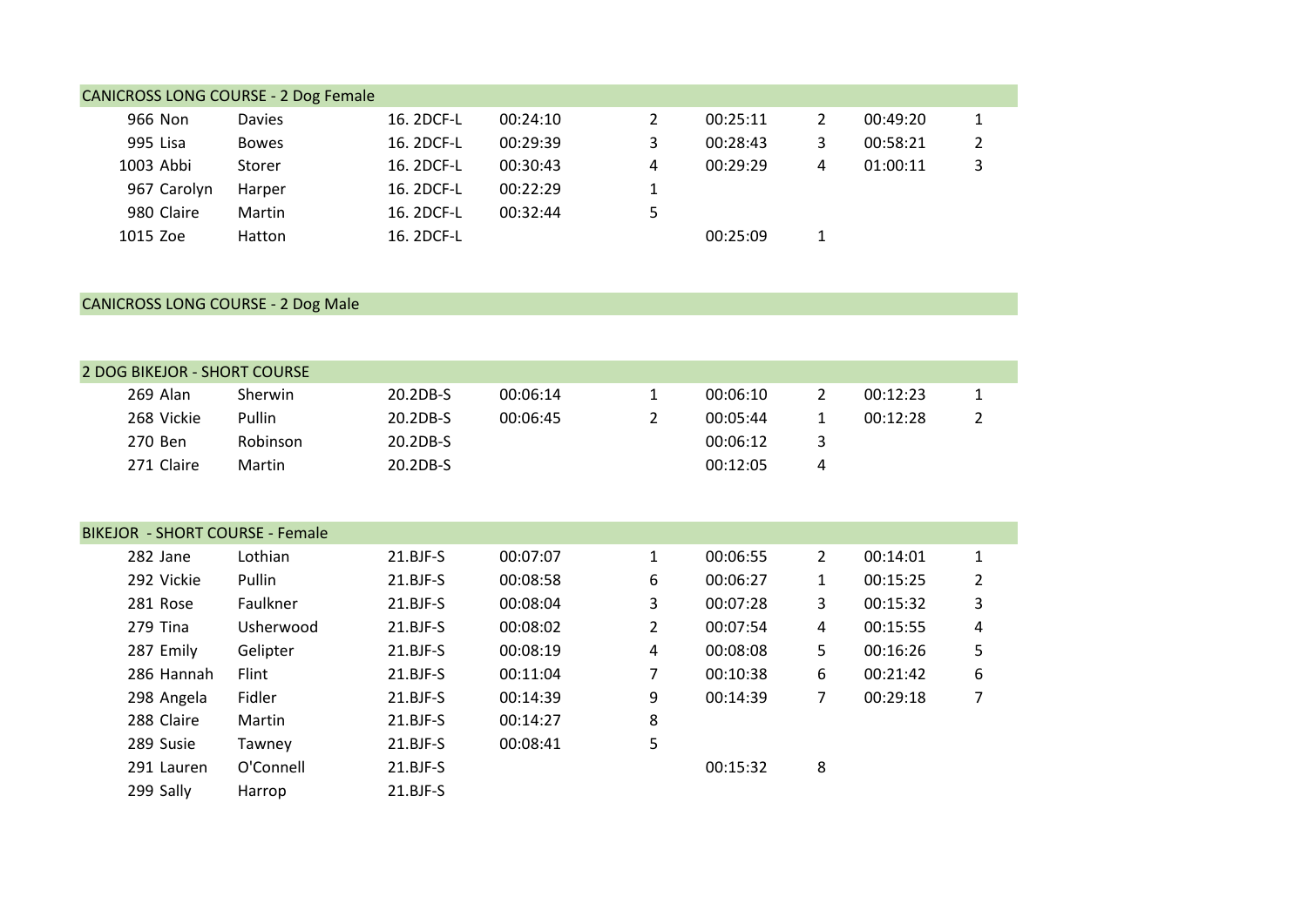## CANICROSS LONG COURSE - 2 Dog Female

| | | | | | | | | |
|---|---|---|---|---|---|---|---|---|
| 966 | Non | Davies | 16. 2DCF-L | 00:24:10 | 2 | 00:25:11 | 2 | 00:49:20 | 1 |
| 995 | Lisa | Bowes | 16. 2DCF-L | 00:29:39 | 3 | 00:28:43 | 3 | 00:58:21 | 2 |
| 1003 | Abbi | Storer | 16. 2DCF-L | 00:30:43 | 4 | 00:29:29 | 4 | 01:00:11 | 3 |
| 967 | Carolyn | Harper | 16. 2DCF-L | 00:22:29 | 1 | | | | |
| 980 | Claire | Martin | 16. 2DCF-L | 00:32:44 | 5 | | | | |
| 1015 | Zoe | Hatton | 16. 2DCF-L | | | 00:25:09 | 1 | | |

## CANICROSS LONG COURSE - 2 Dog Male

## 2 DOG BIKEJOR - SHORT COURSE

| | | | | | | | | | |
|---|---|---|---|---|---|---|---|---|---|
| 269 | Alan | Sherwin | 20.2DB-S | 00:06:14 | 1 | 00:06:10 | 2 | 00:12:23 | 1 |
| 268 | Vickie | Pullin | 20.2DB-S | 00:06:45 | 2 | 00:05:44 | 1 | 00:12:28 | 2 |
| 270 | Ben | Robinson | 20.2DB-S | | | 00:06:12 | 3 | | |
| 271 | Claire | Martin | 20.2DB-S | | | 00:12:05 | 4 | | |

## BIKEJOR - SHORT COURSE - Female

| | | | | | | | | | |
|---|---|---|---|---|---|---|---|---|---|
| 282 | Jane | Lothian | 21.BJF-S | 00:07:07 | 1 | 00:06:55 | 2 | 00:14:01 | 1 |
| 292 | Vickie | Pullin | 21.BJF-S | 00:08:58 | 6 | 00:06:27 | 1 | 00:15:25 | 2 |
| 281 | Rose | Faulkner | 21.BJF-S | 00:08:04 | 3 | 00:07:28 | 3 | 00:15:32 | 3 |
| 279 | Tina | Usherwood | 21.BJF-S | 00:08:02 | 2 | 00:07:54 | 4 | 00:15:55 | 4 |
| 287 | Emily | Gelipter | 21.BJF-S | 00:08:19 | 4 | 00:08:08 | 5 | 00:16:26 | 5 |
| 286 | Hannah | Flint | 21.BJF-S | 00:11:04 | 7 | 00:10:38 | 6 | 00:21:42 | 6 |
| 298 | Angela | Fidler | 21.BJF-S | 00:14:39 | 9 | 00:14:39 | 7 | 00:29:18 | 7 |
| 288 | Claire | Martin | 21.BJF-S | 00:14:27 | 8 | | | | |
| 289 | Susie | Tawney | 21.BJF-S | 00:08:41 | 5 | | | | |
| 291 | Lauren | O'Connell | 21.BJF-S | | | 00:15:32 | 8 | | |
| 299 | Sally | Harrop | 21.BJF-S | | | | | | |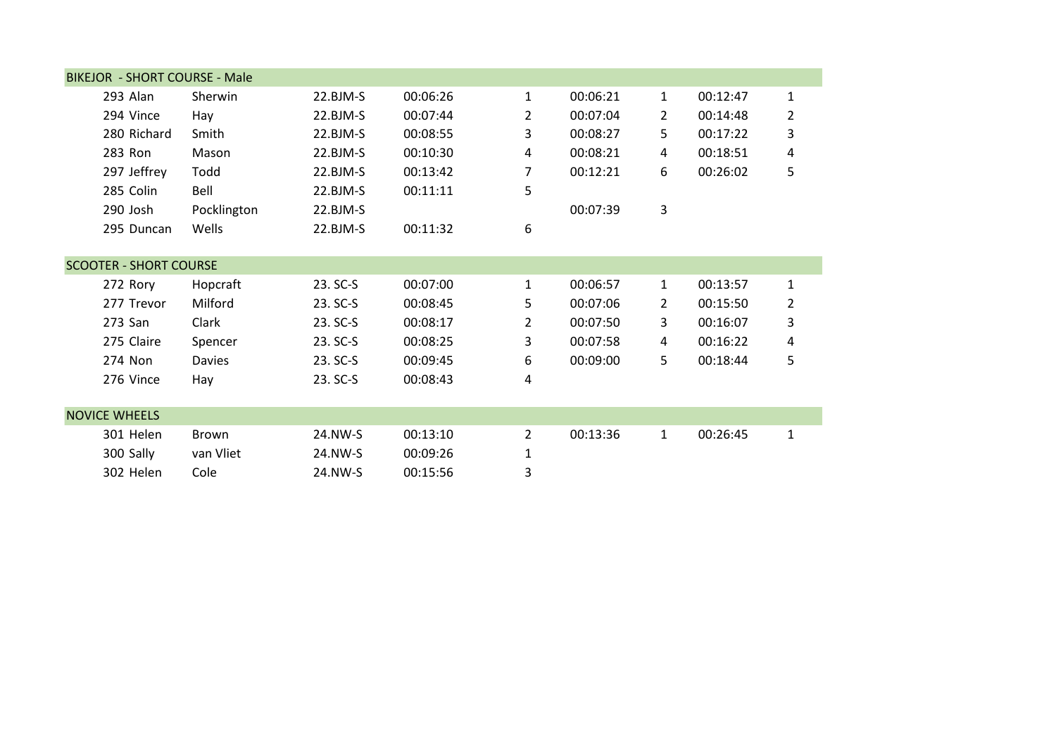| | | | | | | | | | |
|---|---|---|---|---|---|---|---|---|---|
| BIKEJOR - SHORT COURSE - Male | | | | | | | | | |
| 293 | Alan | Sherwin | 22.BJM-S | 00:06:26 | 1 | 00:06:21 | 1 | 00:12:47 | 1 |
| 294 | Vince | Hay | 22.BJM-S | 00:07:44 | 2 | 00:07:04 | 2 | 00:14:48 | 2 |
| 280 | Richard | Smith | 22.BJM-S | 00:08:55 | 3 | 00:08:27 | 5 | 00:17:22 | 3 |
| 283 | Ron | Mason | 22.BJM-S | 00:10:30 | 4 | 00:08:21 | 4 | 00:18:51 | 4 |
| 297 | Jeffrey | Todd | 22.BJM-S | 00:13:42 | 7 | 00:12:21 | 6 | 00:26:02 | 5 |
| 285 | Colin | Bell | 22.BJM-S | 00:11:11 | 5 | | | | |
| 290 | Josh | Pocklington | 22.BJM-S | | | 00:07:39 | 3 | | |
| 295 | Duncan | Wells | 22.BJM-S | 00:11:32 | 6 | | | | |
| SCOOTER - SHORT COURSE | | | | | | | | | |
| 272 | Rory | Hopcraft | 23. SC-S | 00:07:00 | 1 | 00:06:57 | 1 | 00:13:57 | 1 |
| 277 | Trevor | Milford | 23. SC-S | 00:08:45 | 5 | 00:07:06 | 2 | 00:15:50 | 2 |
| 273 | San | Clark | 23. SC-S | 00:08:17 | 2 | 00:07:50 | 3 | 00:16:07 | 3 |
| 275 | Claire | Spencer | 23. SC-S | 00:08:25 | 3 | 00:07:58 | 4 | 00:16:22 | 4 |
| 274 | Non | Davies | 23. SC-S | 00:09:45 | 6 | 00:09:00 | 5 | 00:18:44 | 5 |
| 276 | Vince | Hay | 23. SC-S | 00:08:43 | 4 | | | | |
| NOVICE WHEELS | | | | | | | | | |
| 301 | Helen | Brown | 24.NW-S | 00:13:10 | 2 | 00:13:36 | 1 | 00:26:45 | 1 |
| 300 | Sally | van Vliet | 24.NW-S | 00:09:26 | 1 | | | | |
| 302 | Helen | Cole | 24.NW-S | 00:15:56 | 3 | | | | |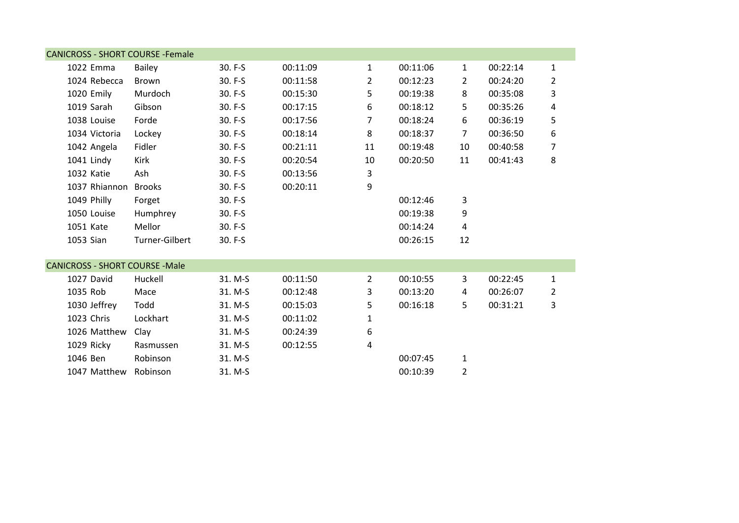## CANICROSS - SHORT COURSE -Female

| | | | | | | | | | |
|---|---|---|---|---|---|---|---|---|---|
| 1022 | Emma | Bailey | 30. F-S | 00:11:09 | 1 | 00:11:06 | 1 | 00:22:14 | 1 |
| 1024 | Rebecca | Brown | 30. F-S | 00:11:58 | 2 | 00:12:23 | 2 | 00:24:20 | 2 |
| 1020 | Emily | Murdoch | 30. F-S | 00:15:30 | 5 | 00:19:38 | 8 | 00:35:08 | 3 |
| 1019 | Sarah | Gibson | 30. F-S | 00:17:15 | 6 | 00:18:12 | 5 | 00:35:26 | 4 |
| 1038 | Louise | Forde | 30. F-S | 00:17:56 | 7 | 00:18:24 | 6 | 00:36:19 | 5 |
| 1034 | Victoria | Lockey | 30. F-S | 00:18:14 | 8 | 00:18:37 | 7 | 00:36:50 | 6 |
| 1042 | Angela | Fidler | 30. F-S | 00:21:11 | 11 | 00:19:48 | 10 | 00:40:58 | 7 |
| 1041 | Lindy | Kirk | 30. F-S | 00:20:54 | 10 | 00:20:50 | 11 | 00:41:43 | 8 |
| 1032 | Katie | Ash | 30. F-S | 00:13:56 | 3 | | | | |
| 1037 | Rhiannon | Brooks | 30. F-S | 00:20:11 | 9 | | | | |
| 1049 | Philly | Forget | 30. F-S | | | 00:12:46 | 3 | | |
| 1050 | Louise | Humphrey | 30. F-S | | | 00:19:38 | 9 | | |
| 1051 | Kate | Mellor | 30. F-S | | | 00:14:24 | 4 | | |
| 1053 | Sian | Turner-Gilbert | 30. F-S | | | 00:26:15 | 12 | | |

## CANICROSS - SHORT COURSE -Male

| | | | | | | | | | |
|---|---|---|---|---|---|---|---|---|---|
| 1027 | David | Huckell | 31. M-S | 00:11:50 | 2 | 00:10:55 | 3 | 00:22:45 | 1 |
| 1035 | Rob | Mace | 31. M-S | 00:12:48 | 3 | 00:13:20 | 4 | 00:26:07 | 2 |
| 1030 | Jeffrey | Todd | 31. M-S | 00:15:03 | 5 | 00:16:18 | 5 | 00:31:21 | 3 |
| 1023 | Chris | Lockhart | 31. M-S | 00:11:02 | 1 | | | | |
| 1026 | Matthew | Clay | 31. M-S | 00:24:39 | 6 | | | | |
| 1029 | Ricky | Rasmussen | 31. M-S | 00:12:55 | 4 | | | | |
| 1046 | Ben | Robinson | 31. M-S | | | 00:07:45 | 1 | | |
| 1047 | Matthew | Robinson | 31. M-S | | | 00:10:39 | 2 | | |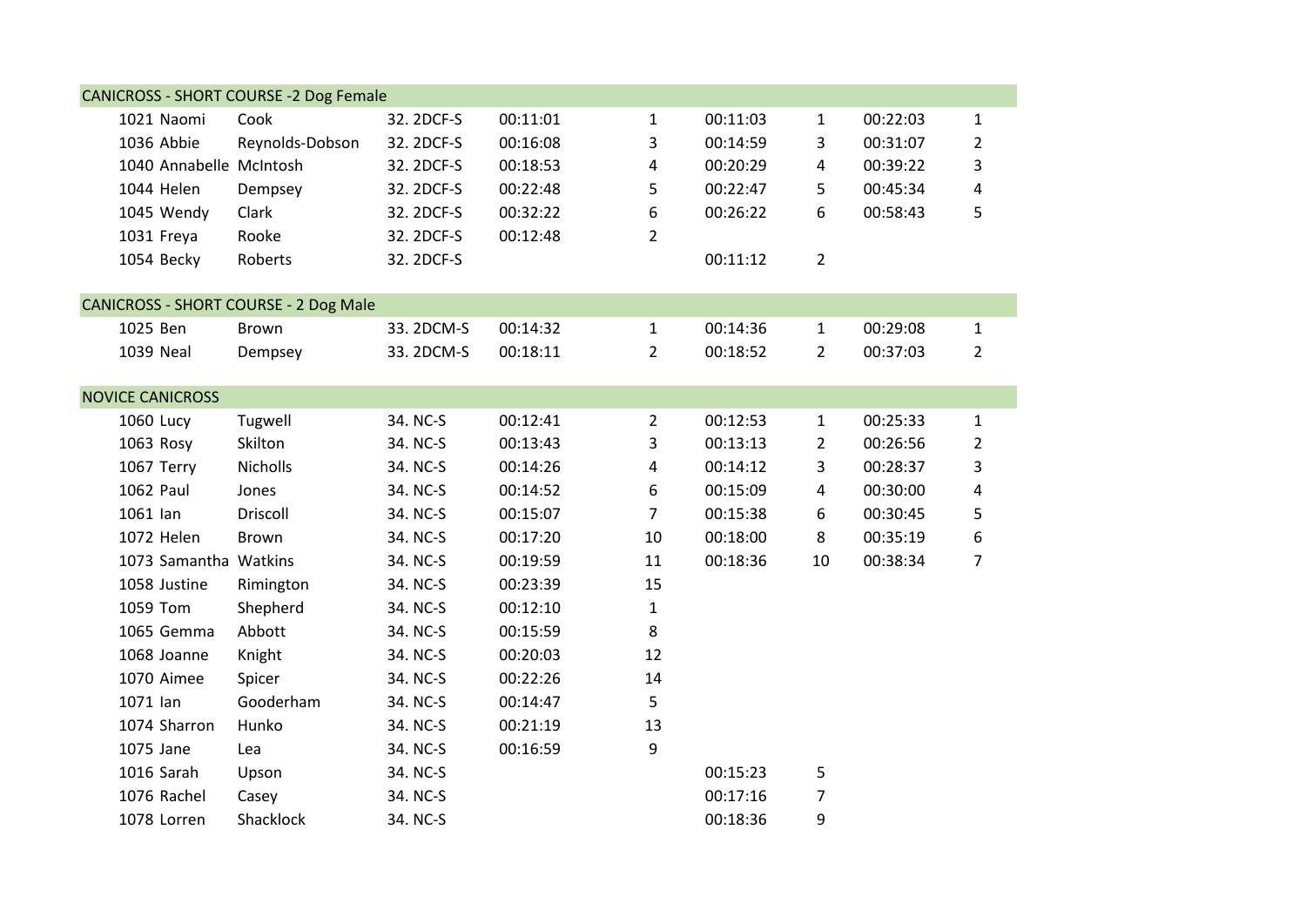| | | | | | | | | | |
|---|---|---|---|---|---|---|---|---|---|
| CANICROSS - SHORT COURSE -2 Dog Female | | | | | | | | | |
| 1021 | Naomi | Cook | 32. 2DCF-S | 00:11:01 | 1 | 00:11:03 | 1 | 00:22:03 | 1 |
| 1036 | Abbie | Reynolds-Dobson | 32. 2DCF-S | 00:16:08 | 3 | 00:14:59 | 3 | 00:31:07 | 2 |
| 1040 | Annabelle | McIntosh | 32. 2DCF-S | 00:18:53 | 4 | 00:20:29 | 4 | 00:39:22 | 3 |
| 1044 | Helen | Dempsey | 32. 2DCF-S | 00:22:48 | 5 | 00:22:47 | 5 | 00:45:34 | 4 |
| 1045 | Wendy | Clark | 32. 2DCF-S | 00:32:22 | 6 | 00:26:22 | 6 | 00:58:43 | 5 |
| 1031 | Freya | Rooke | 32. 2DCF-S | 00:12:48 | 2 | | | | |
| 1054 | Becky | Roberts | 32. 2DCF-S | | | 00:11:12 | 2 | | |
| | | | | | | | | | |
| CANICROSS - SHORT COURSE - 2 Dog Male | | | | | | | | | |
| 1025 | Ben | Brown | 33. 2DCM-S | 00:14:32 | 1 | 00:14:36 | 1 | 00:29:08 | 1 |
| 1039 | Neal | Dempsey | 33. 2DCM-S | 00:18:11 | 2 | 00:18:52 | 2 | 00:37:03 | 2 |
| | | | | | | | | | |
| NOVICE CANICROSS | | | | | | | | | |
| 1060 | Lucy | Tugwell | 34. NC-S | 00:12:41 | 2 | 00:12:53 | 1 | 00:25:33 | 1 |
| 1063 | Rosy | Skilton | 34. NC-S | 00:13:43 | 3 | 00:13:13 | 2 | 00:26:56 | 2 |
| 1067 | Terry | Nicholls | 34. NC-S | 00:14:26 | 4 | 00:14:12 | 3 | 00:28:37 | 3 |
| 1062 | Paul | Jones | 34. NC-S | 00:14:52 | 6 | 00:15:09 | 4 | 00:30:00 | 4 |
| 1061 | Ian | Driscoll | 34. NC-S | 00:15:07 | 7 | 00:15:38 | 6 | 00:30:45 | 5 |
| 1072 | Helen | Brown | 34. NC-S | 00:17:20 | 10 | 00:18:00 | 8 | 00:35:19 | 6 |
| 1073 | Samantha | Watkins | 34. NC-S | 00:19:59 | 11 | 00:18:36 | 10 | 00:38:34 | 7 |
| 1058 | Justine | Rimington | 34. NC-S | 00:23:39 | 15 | | | | |
| 1059 | Tom | Shepherd | 34. NC-S | 00:12:10 | 1 | | | | |
| 1065 | Gemma | Abbott | 34. NC-S | 00:15:59 | 8 | | | | |
| 1068 | Joanne | Knight | 34. NC-S | 00:20:03 | 12 | | | | |
| 1070 | Aimee | Spicer | 34. NC-S | 00:22:26 | 14 | | | | |
| 1071 | Ian | Gooderham | 34. NC-S | 00:14:47 | 5 | | | | |
| 1074 | Sharron | Hunko | 34. NC-S | 00:21:19 | 13 | | | | |
| 1075 | Jane | Lea | 34. NC-S | 00:16:59 | 9 | | | | |
| 1016 | Sarah | Upson | 34. NC-S | | | 00:15:23 | 5 | | |
| 1076 | Rachel | Casey | 34. NC-S | | | 00:17:16 | 7 | | |
| 1078 | Lorren | Shacklock | 34. NC-S | | | 00:18:36 | 9 | | |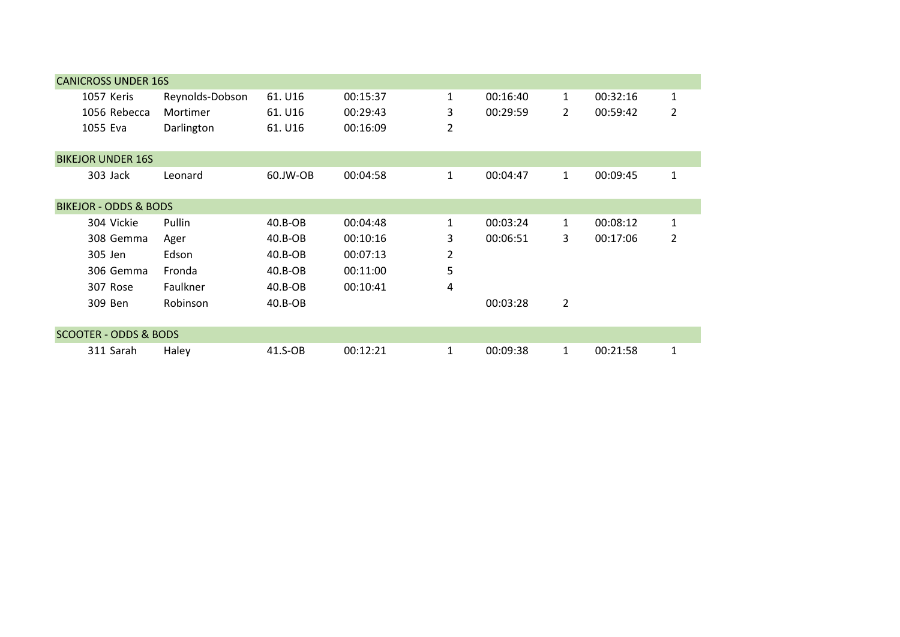| | | | | | | | | | |
|---|---|---|---|---|---|---|---|---|---|
| CANICROSS UNDER 16S | | | | | | | | | |
| 1057 | Keris | Reynolds-Dobson | 61. U16 | 00:15:37 | 1 | 00:16:40 | 1 | 00:32:16 | 1 |
| 1056 | Rebecca | Mortimer | 61. U16 | 00:29:43 | 3 | 00:29:59 | 2 | 00:59:42 | 2 |
| 1055 | Eva | Darlington | 61. U16 | 00:16:09 | 2 | | | | |
| BIKEJOR UNDER 16S | | | | | | | | | |
| 303 | Jack | Leonard | 60.JW-OB | 00:04:58 | 1 | 00:04:47 | 1 | 00:09:45 | 1 |
| BIKEJOR - ODDS & BODS | | | | | | | | | |
| 304 | Vickie | Pullin | 40.B-OB | 00:04:48 | 1 | 00:03:24 | 1 | 00:08:12 | 1 |
| 308 | Gemma | Ager | 40.B-OB | 00:10:16 | 3 | 00:06:51 | 3 | 00:17:06 | 2 |
| 305 | Jen | Edson | 40.B-OB | 00:07:13 | 2 | | | | |
| 306 | Gemma | Fronda | 40.B-OB | 00:11:00 | 5 | | | | |
| 307 | Rose | Faulkner | 40.B-OB | 00:10:41 | 4 | | | | |
| 309 | Ben | Robinson | 40.B-OB | | | 00:03:28 | 2 | | |
| SCOOTER - ODDS & BODS | | | | | | | | | |
| 311 | Sarah | Haley | 41.S-OB | 00:12:21 | 1 | 00:09:38 | 1 | 00:21:58 | 1 |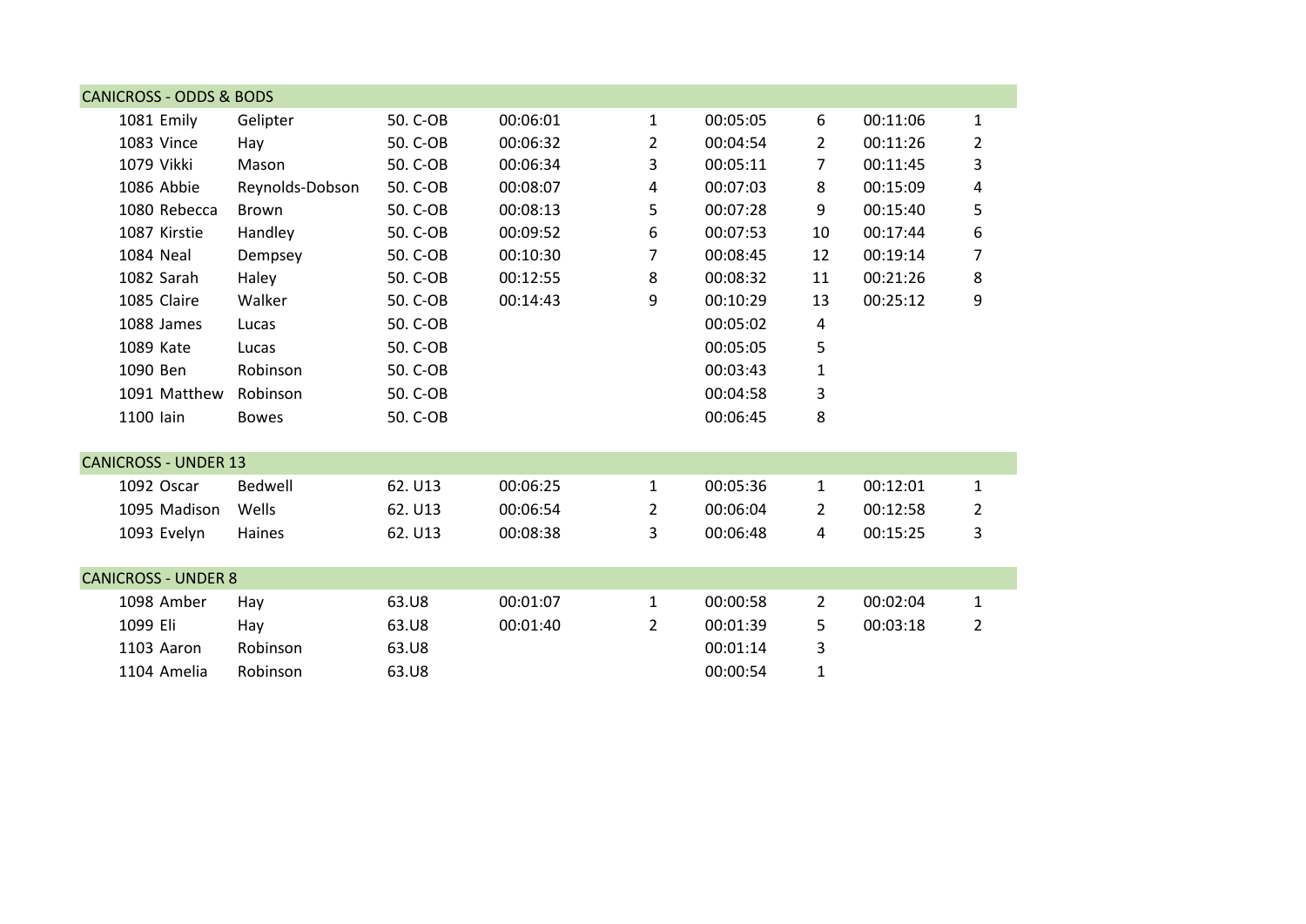| | | | | | | | | | |
|---|---|---|---|---|---|---|---|---|---|
| CANICROSS - ODDS & BODS | | | | | | | | | |
| 1081 | Emily | Gelipter | 50. C-OB | 00:06:01 | 1 | 00:05:05 | 6 | 00:11:06 | 1 |
| 1083 | Vince | Hay | 50. C-OB | 00:06:32 | 2 | 00:04:54 | 2 | 00:11:26 | 2 |
| 1079 | Vikki | Mason | 50. C-OB | 00:06:34 | 3 | 00:05:11 | 7 | 00:11:45 | 3 |
| 1086 | Abbie | Reynolds-Dobson | 50. C-OB | 00:08:07 | 4 | 00:07:03 | 8 | 00:15:09 | 4 |
| 1080 | Rebecca | Brown | 50. C-OB | 00:08:13 | 5 | 00:07:28 | 9 | 00:15:40 | 5 |
| 1087 | Kirstie | Handley | 50. C-OB | 00:09:52 | 6 | 00:07:53 | 10 | 00:17:44 | 6 |
| 1084 | Neal | Dempsey | 50. C-OB | 00:10:30 | 7 | 00:08:45 | 12 | 00:19:14 | 7 |
| 1082 | Sarah | Haley | 50. C-OB | 00:12:55 | 8 | 00:08:32 | 11 | 00:21:26 | 8 |
| 1085 | Claire | Walker | 50. C-OB | 00:14:43 | 9 | 00:10:29 | 13 | 00:25:12 | 9 |
| 1088 | James | Lucas | 50. C-OB | | | 00:05:02 | 4 | | |
| 1089 | Kate | Lucas | 50. C-OB | | | 00:05:05 | 5 | | |
| 1090 | Ben | Robinson | 50. C-OB | | | 00:03:43 | 1 | | |
| 1091 | Matthew | Robinson | 50. C-OB | | | 00:04:58 | 3 | | |
| 1100 | Iain | Bowes | 50. C-OB | | | 00:06:45 | 8 | | |
| CANICROSS - UNDER 13 | | | | | | | | | |
| 1092 | Oscar | Bedwell | 62. U13 | 00:06:25 | 1 | 00:05:36 | 1 | 00:12:01 | 1 |
| 1095 | Madison | Wells | 62. U13 | 00:06:54 | 2 | 00:06:04 | 2 | 00:12:58 | 2 |
| 1093 | Evelyn | Haines | 62. U13 | 00:08:38 | 3 | 00:06:48 | 4 | 00:15:25 | 3 |
| CANICROSS - UNDER 8 | | | | | | | | | |
| 1098 | Amber | Hay | 63.U8 | 00:01:07 | 1 | 00:00:58 | 2 | 00:02:04 | 1 |
| 1099 | Eli | Hay | 63.U8 | 00:01:40 | 2 | 00:01:39 | 5 | 00:03:18 | 2 |
| 1103 | Aaron | Robinson | 63.U8 | | | 00:01:14 | 3 | | |
| 1104 | Amelia | Robinson | 63.U8 | | | 00:00:54 | 1 | | |